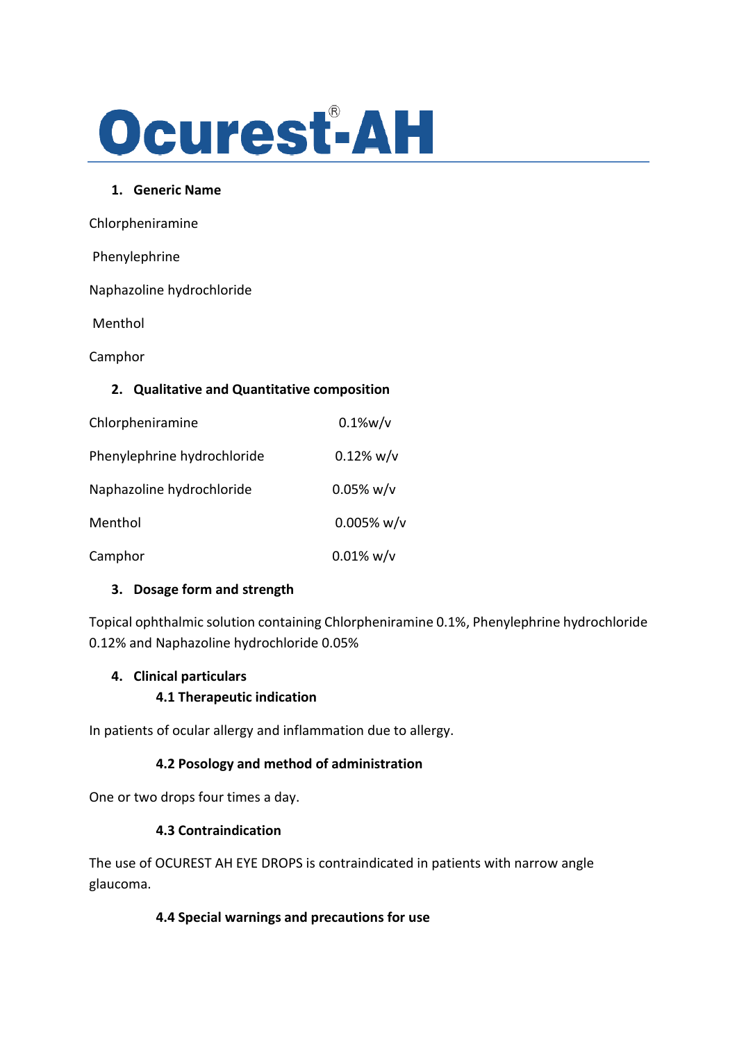# Ocurest®-AH

## 1. Generic Name

Chlorpheniramine

Phenylephrine

Naphazoline hydrochloride

Menthol

Camphor

## 2. Qualitative and Quantitative composition

| | |
|---|---|
| Chlorpheniramine | 0.1%w/v |
| Phenylephrine hydrochloride | 0.12% w/v |
| Naphazoline hydrochloride | 0.05% w/v |
| Menthol | 0.005% w/v |
| Camphor | 0.01% w/v |

## 3. Dosage form and strength

Topical ophthalmic solution containing Chlorpheniramine 0.1%, Phenylephrine hydrochloride 0.12% and Naphazoline hydrochloride 0.05%

## 4. Clinical particulars

### 4.1 Therapeutic indication

In patients of ocular allergy and inflammation due to allergy.

### 4.2 Posology and method of administration

One or two drops four times a day.

### 4.3 Contraindication

The use of OCUREST AH EYE DROPS is contraindicated in patients with narrow angle glaucoma.

### 4.4 Special warnings and precautions for use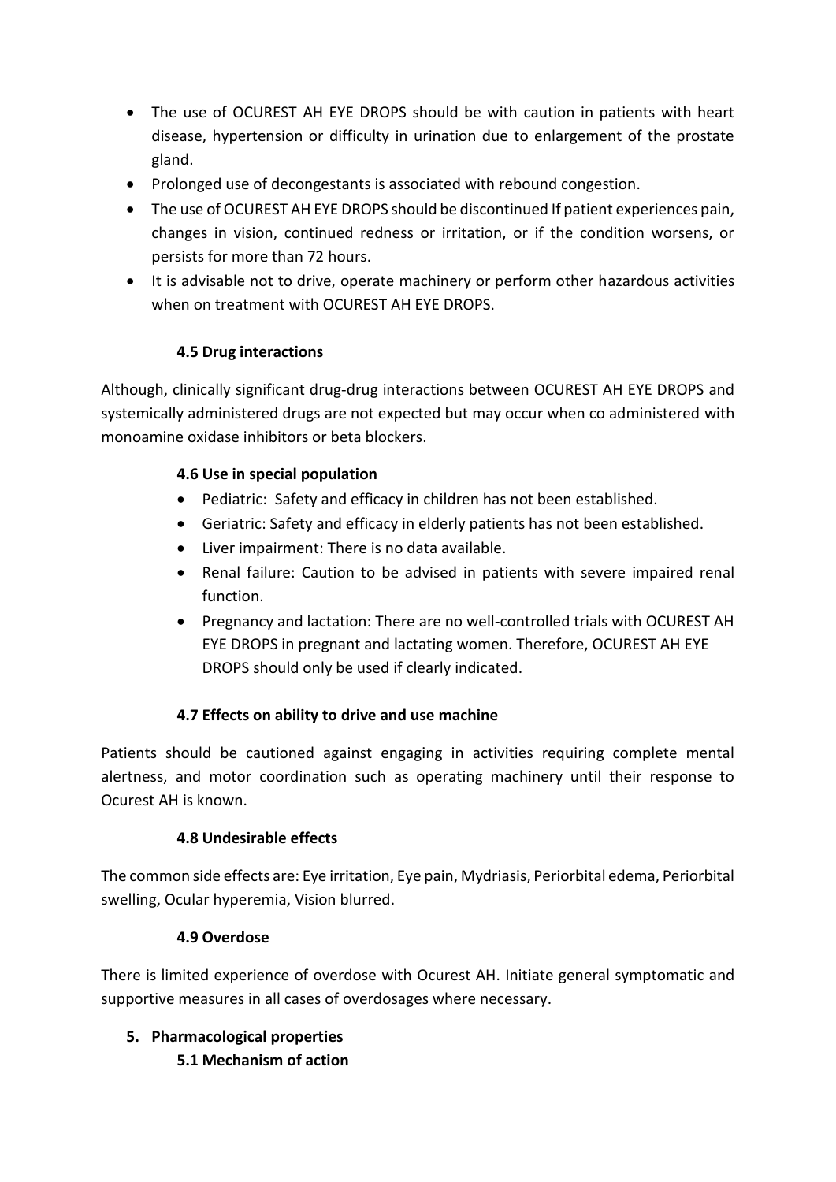- The use of OCUREST AH EYE DROPS should be with caution in patients with heart disease, hypertension or difficulty in urination due to enlargement of the prostate gland.
- Prolonged use of decongestants is associated with rebound congestion.
- The use of OCUREST AH EYE DROPS should be discontinued If patient experiences pain, changes in vision, continued redness or irritation, or if the condition worsens, or persists for more than 72 hours.
- It is advisable not to drive, operate machinery or perform other hazardous activities when on treatment with OCUREST AH EYE DROPS.

### 4.5 Drug interactions

Although, clinically significant drug-drug interactions between OCUREST AH EYE DROPS and systemically administered drugs are not expected but may occur when co administered with monoamine oxidase inhibitors or beta blockers.

### 4.6 Use in special population

- Pediatric: Safety and efficacy in children has not been established.
- Geriatric: Safety and efficacy in elderly patients has not been established.
- Liver impairment: There is no data available.
- Renal failure: Caution to be advised in patients with severe impaired renal function.
- Pregnancy and lactation: There are no well-controlled trials with OCUREST AH EYE DROPS in pregnant and lactating women. Therefore, OCUREST AH EYE DROPS should only be used if clearly indicated.

### 4.7 Effects on ability to drive and use machine

Patients should be cautioned against engaging in activities requiring complete mental alertness, and motor coordination such as operating machinery until their response to Ocurest AH is known.

### 4.8 Undesirable effects

The common side effects are: Eye irritation, Eye pain, Mydriasis, Periorbital edema, Periorbital swelling, Ocular hyperemia, Vision blurred.

### 4.9 Overdose

There is limited experience of overdose with Ocurest AH. Initiate general symptomatic and supportive measures in all cases of overdosages where necessary.

## 5. Pharmacological properties

### 5.1 Mechanism of action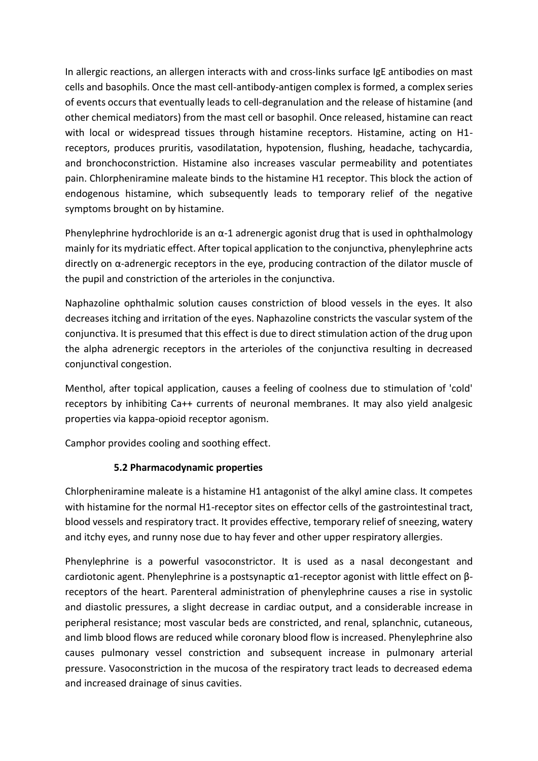In allergic reactions, an allergen interacts with and cross-links surface IgE antibodies on mast cells and basophils. Once the mast cell-antibody-antigen complex is formed, a complex series of events occurs that eventually leads to cell-degranulation and the release of histamine (and other chemical mediators) from the mast cell or basophil. Once released, histamine can react with local or widespread tissues through histamine receptors. Histamine, acting on H1-receptors, produces pruritis, vasodilatation, hypotension, flushing, headache, tachycardia, and bronchoconstriction. Histamine also increases vascular permeability and potentiates pain. Chlorpheniramine maleate binds to the histamine H1 receptor. This block the action of endogenous histamine, which subsequently leads to temporary relief of the negative symptoms brought on by histamine.

Phenylephrine hydrochloride is an α-1 adrenergic agonist drug that is used in ophthalmology mainly for its mydriatic effect. After topical application to the conjunctiva, phenylephrine acts directly on α-adrenergic receptors in the eye, producing contraction of the dilator muscle of the pupil and constriction of the arterioles in the conjunctiva.

Naphazoline ophthalmic solution causes constriction of blood vessels in the eyes. It also decreases itching and irritation of the eyes. Naphazoline constricts the vascular system of the conjunctiva. It is presumed that this effect is due to direct stimulation action of the drug upon the alpha adrenergic receptors in the arterioles of the conjunctiva resulting in decreased conjunctival congestion.

Menthol, after topical application, causes a feeling of coolness due to stimulation of 'cold' receptors by inhibiting $Ca^{++}$ currents of neuronal membranes. It may also yield analgesic properties via kappa-opioid receptor agonism.

Camphor provides cooling and soothing effect.

### 5.2 Pharmacodynamic properties

Chlorpheniramine maleate is a histamine H1 antagonist of the alkyl amine class. It competes with histamine for the normal H1-receptor sites on effector cells of the gastrointestinal tract, blood vessels and respiratory tract. It provides effective, temporary relief of sneezing, watery and itchy eyes, and runny nose due to hay fever and other upper respiratory allergies.

Phenylephrine is a powerful vasoconstrictor. It is used as a nasal decongestant and cardiotonic agent. Phenylephrine is a postsynaptic α1-receptor agonist with little effect on β-receptors of the heart. Parenteral administration of phenylephrine causes a rise in systolic and diastolic pressures, a slight decrease in cardiac output, and a considerable increase in peripheral resistance; most vascular beds are constricted, and renal, splanchnic, cutaneous, and limb blood flows are reduced while coronary blood flow is increased. Phenylephrine also causes pulmonary vessel constriction and subsequent increase in pulmonary arterial pressure. Vasoconstriction in the mucosa of the respiratory tract leads to decreased edema and increased drainage of sinus cavities.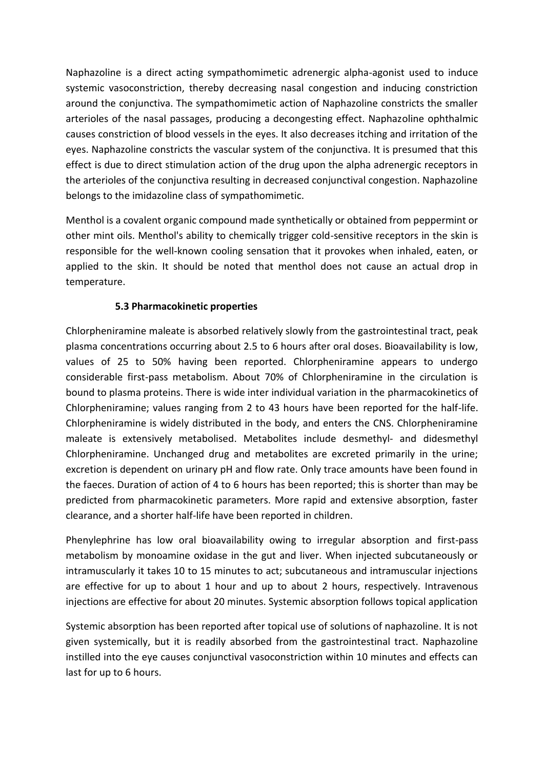Naphazoline is a direct acting sympathomimetic adrenergic alpha-agonist used to induce systemic vasoconstriction, thereby decreasing nasal congestion and inducing constriction around the conjunctiva. The sympathomimetic action of Naphazoline constricts the smaller arterioles of the nasal passages, producing a decongesting effect. Naphazoline ophthalmic causes constriction of blood vessels in the eyes. It also decreases itching and irritation of the eyes. Naphazoline constricts the vascular system of the conjunctiva. It is presumed that this effect is due to direct stimulation action of the drug upon the alpha adrenergic receptors in the arterioles of the conjunctiva resulting in decreased conjunctival congestion. Naphazoline belongs to the imidazoline class of sympathomimetic.

Menthol is a covalent organic compound made synthetically or obtained from peppermint or other mint oils. Menthol's ability to chemically trigger cold-sensitive receptors in the skin is responsible for the well-known cooling sensation that it provokes when inhaled, eaten, or applied to the skin. It should be noted that menthol does not cause an actual drop in temperature.

### 5.3 Pharmacokinetic properties

Chlorpheniramine maleate is absorbed relatively slowly from the gastrointestinal tract, peak plasma concentrations occurring about 2.5 to 6 hours after oral doses. Bioavailability is low, values of 25 to 50% having been reported. Chlorpheniramine appears to undergo considerable first-pass metabolism. About 70% of Chlorpheniramine in the circulation is bound to plasma proteins. There is wide inter individual variation in the pharmacokinetics of Chlorpheniramine; values ranging from 2 to 43 hours have been reported for the half-life. Chlorpheniramine is widely distributed in the body, and enters the CNS. Chlorpheniramine maleate is extensively metabolised. Metabolites include desmethyl- and didesmethyl Chlorpheniramine. Unchanged drug and metabolites are excreted primarily in the urine; excretion is dependent on urinary pH and flow rate. Only trace amounts have been found in the faeces. Duration of action of 4 to 6 hours has been reported; this is shorter than may be predicted from pharmacokinetic parameters. More rapid and extensive absorption, faster clearance, and a shorter half-life have been reported in children.

Phenylephrine has low oral bioavailability owing to irregular absorption and first-pass metabolism by monoamine oxidase in the gut and liver. When injected subcutaneously or intramuscularly it takes 10 to 15 minutes to act; subcutaneous and intramuscular injections are effective for up to about 1 hour and up to about 2 hours, respectively. Intravenous injections are effective for about 20 minutes. Systemic absorption follows topical application

Systemic absorption has been reported after topical use of solutions of naphazoline. It is not given systemically, but it is readily absorbed from the gastrointestinal tract. Naphazoline instilled into the eye causes conjunctival vasoconstriction within 10 minutes and effects can last for up to 6 hours.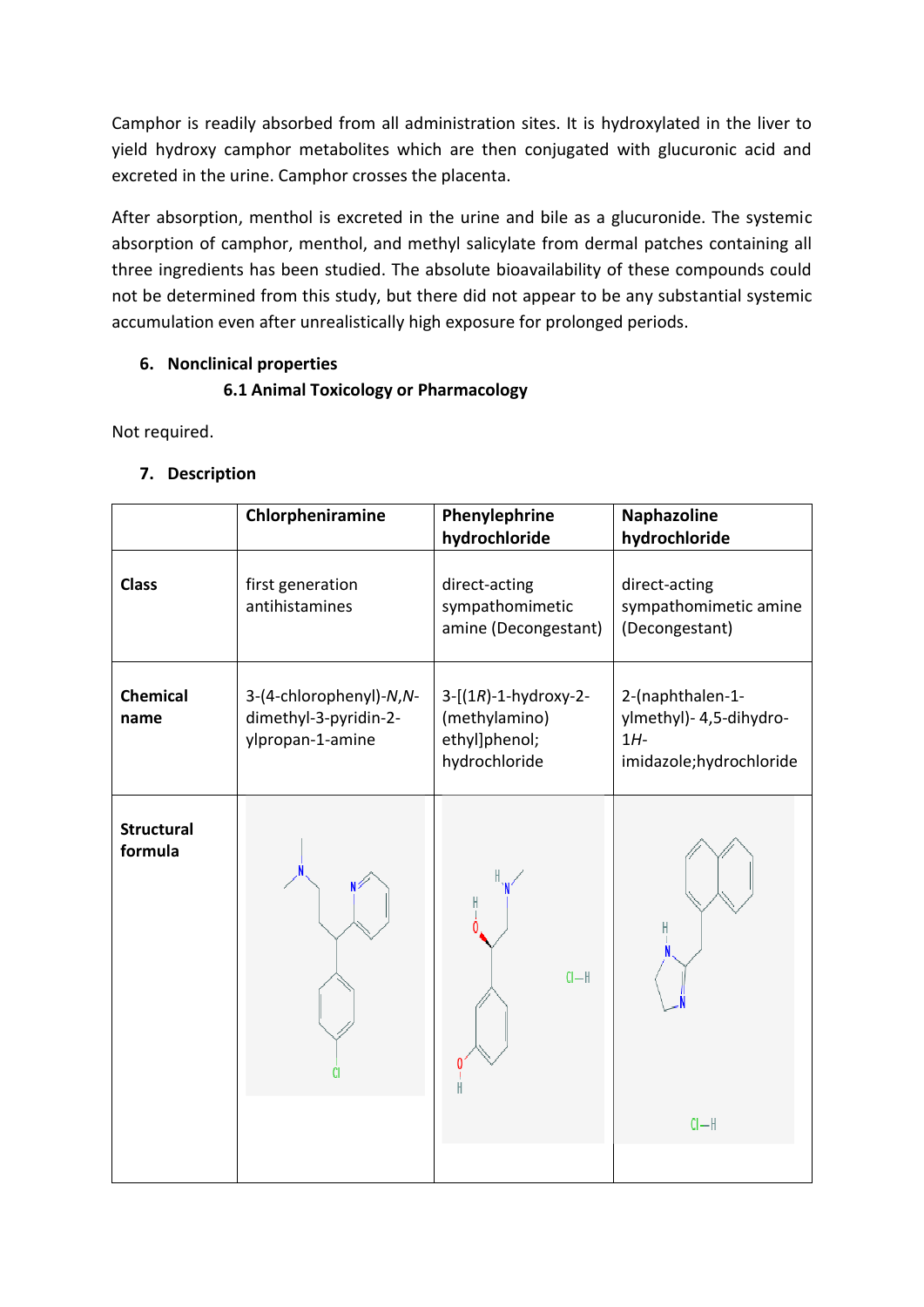Camphor is readily absorbed from all administration sites. It is hydroxylated in the liver to yield hydroxy camphor metabolites which are then conjugated with glucuronic acid and excreted in the urine. Camphor crosses the placenta.

After absorption, menthol is excreted in the urine and bile as a glucuronide. The systemic absorption of camphor, menthol, and methyl salicylate from dermal patches containing all three ingredients has been studied. The absolute bioavailability of these compounds could not be determined from this study, but there did not appear to be any substantial systemic accumulation even after unrealistically high exposure for prolonged periods.

## 6. Nonclinical properties

### 6.1 Animal Toxicology or Pharmacology

Not required.

## 7. Description

| | **Chlorpheniramine** | **Phenylephrine hydrochloride** | **Naphazoline hydrochloride** |
|---|---|---|---|
| **Class** | first generation antihistamines | direct-acting sympathomimetic amine (Decongestant) | direct-acting sympathomimetic amine (Decongestant) |
| **Chemical name** | 3-(4-chlorophenyl)-*N*,*N*-dimethyl-3-pyridin-2-ylpropan-1-amine | 3-[(1*R*)-1-hydroxy-2-(methylamino) ethyl]phenol; hydrochloride | 2-(naphthalen-1-ylmethyl)- 4,5-dihydro-1*H*-imidazole;hydrochloride |
| **Structural formula** | | Cl—H | Cl—H |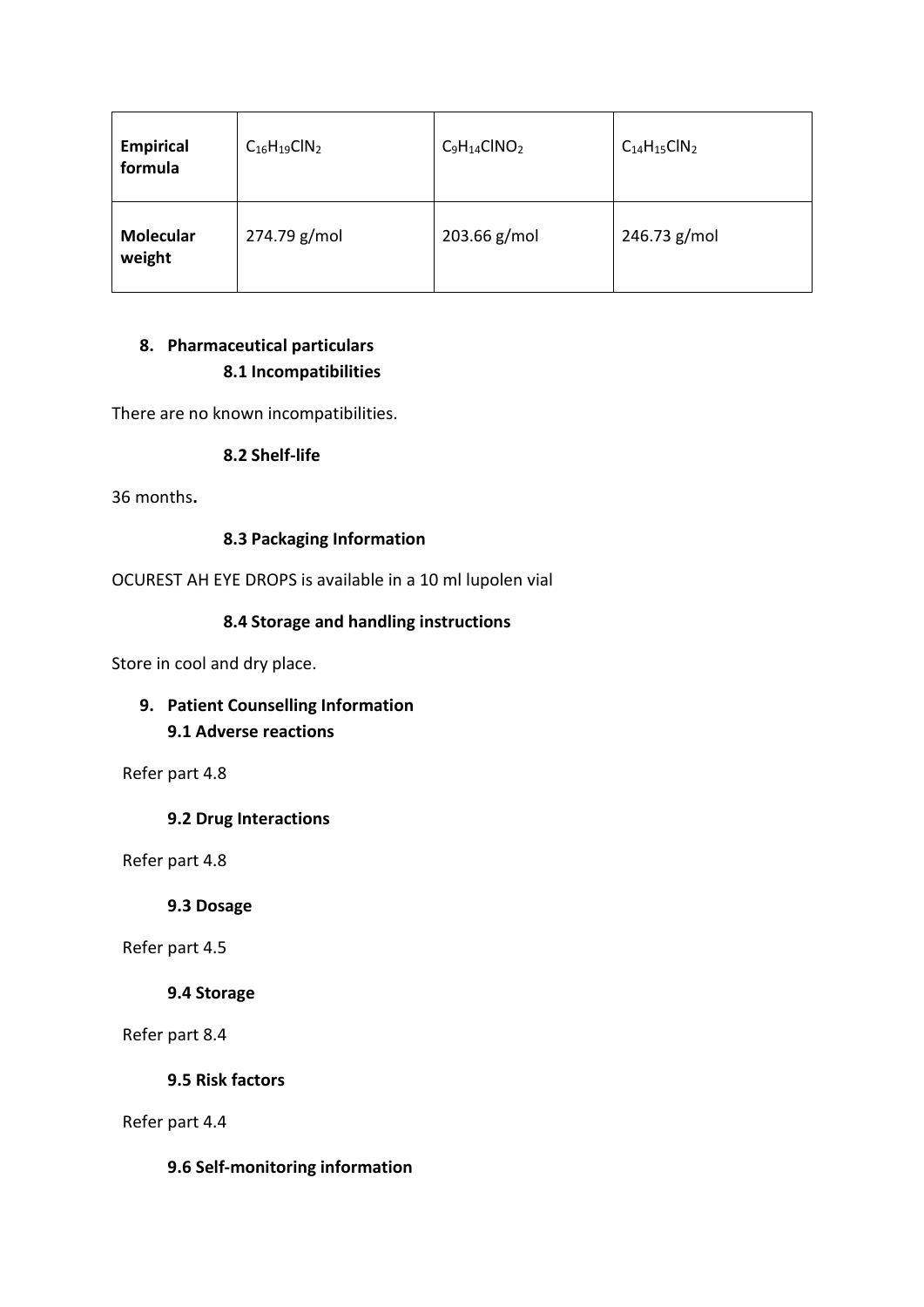| Empirical formula | $C_{16}H_{19}ClN_2$ | $C_9H_{14}ClNO_2$ | $C_{14}H_{15}ClN_2$ |
|---|---|---|---|
| Molecular weight | 274.79 g/mol | 203.66 g/mol | 246.73 g/mol |

## 8. Pharmaceutical particulars

### 8.1 Incompatibilities

There are no known incompatibilities.

### 8.2 Shelf-life

36 months**.**

### 8.3 Packaging Information

OCUREST AH EYE DROPS is available in a 10 ml lupolen vial

### 8.4 Storage and handling instructions

Store in cool and dry place.

## 9. Patient Counselling Information

### 9.1 Adverse reactions

Refer part 4.8

### 9.2 Drug Interactions

Refer part 4.8

### 9.3 Dosage

Refer part 4.5

### 9.4 Storage

Refer part 8.4

### 9.5 Risk factors

Refer part 4.4

### 9.6 Self-monitoring information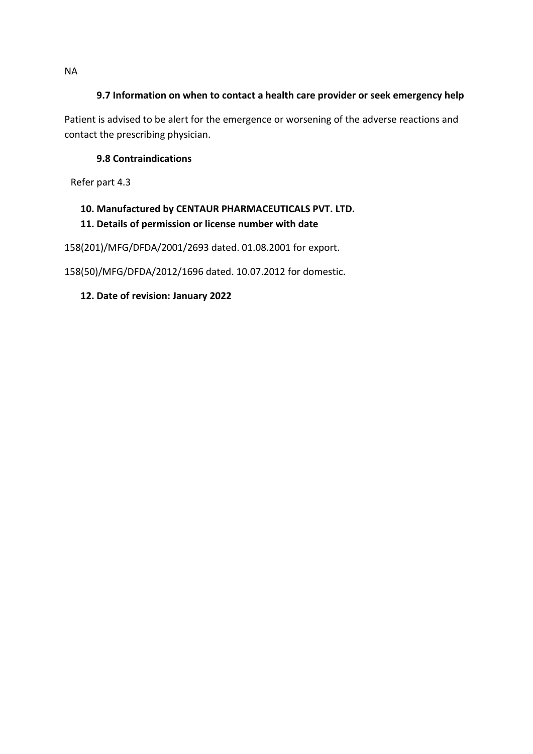NA

### 9.7 Information on when to contact a health care provider or seek emergency help

Patient is advised to be alert for the emergence or worsening of the adverse reactions and contact the prescribing physician.

### 9.8 Contraindications

Refer part 4.3

## 10. Manufactured by CENTAUR PHARMACEUTICALS PVT. LTD.

## 11. Details of permission or license number with date

158(201)/MFG/DFDA/2001/2693 dated. 01.08.2001 for export.

158(50)/MFG/DFDA/2012/1696 dated. 10.07.2012 for domestic.

## 12. Date of revision: January 2022